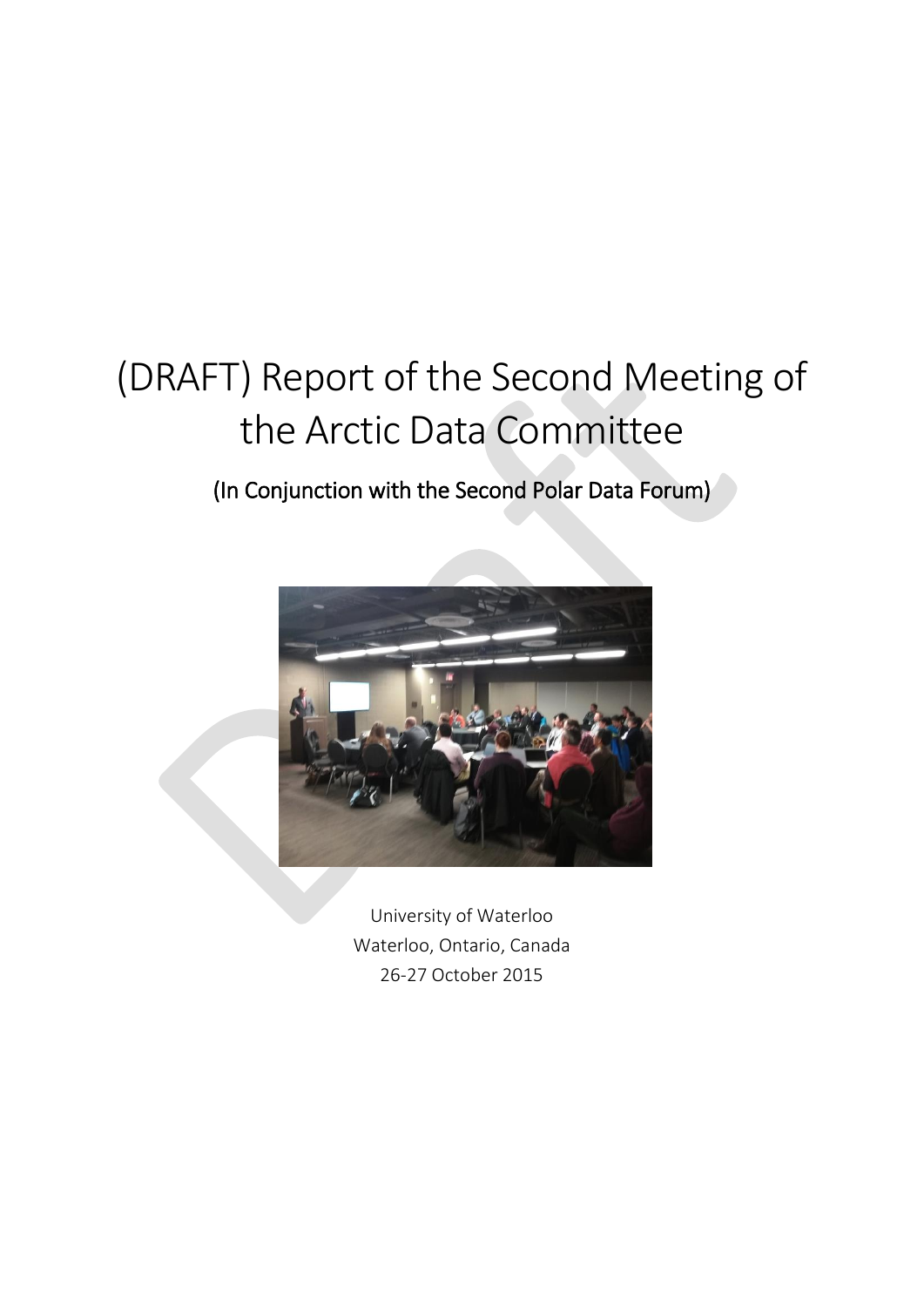# (DRAFT) Report of the Second Meeting of the Arctic Data Committee

## (In Conjunction with the Second Polar Data Forum)

University of Waterloo
Waterloo, Ontario, Canada
26-27 October 2015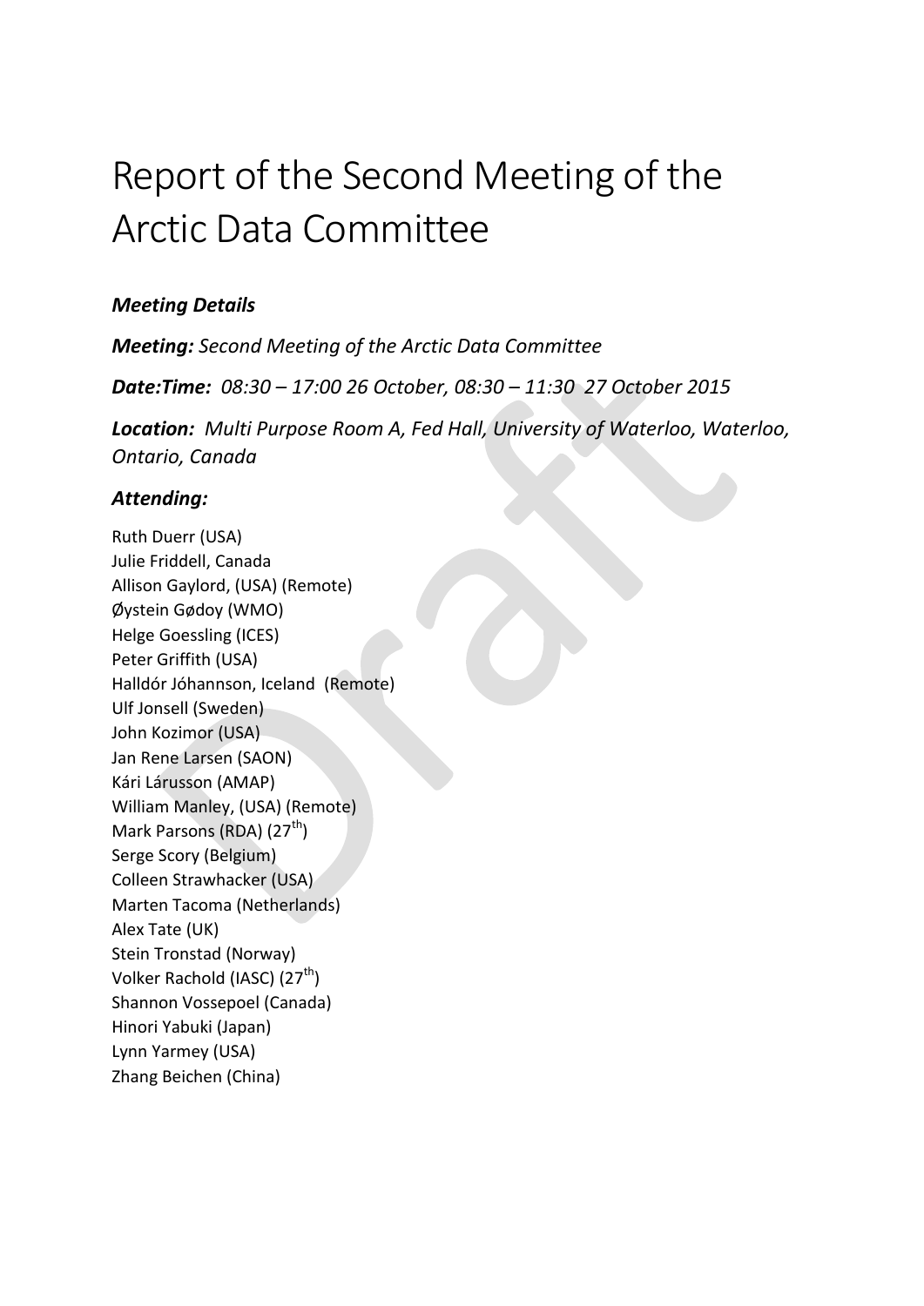# Report of the Second Meeting of the Arctic Data Committee

***Meeting Details***

***Meeting:*** *Second Meeting of the Arctic Data Committee*

***Date:Time:*** *08:30 – 17:00 26 October, 08:30 – 11:30 27 October 2015*

***Location:*** *Multi Purpose Room A, Fed Hall, University of Waterloo, Waterloo, Ontario, Canada*

***Attending:***

Ruth Duerr (USA)
Julie Friddell, Canada
Allison Gaylord, (USA) (Remote)
Øystein Gødoy (WMO)
Helge Goessling (ICES)
Peter Griffith (USA)
Halldór Jóhannson, Iceland (Remote)
Ulf Jonsell (Sweden)
John Kozimor (USA)
Jan Rene Larsen (SAON)
Kári Lárusson (AMAP)
William Manley, (USA) (Remote)
Mark Parsons (RDA) (27th)
Serge Scory (Belgium)
Colleen Strawhacker (USA)
Marten Tacoma (Netherlands)
Alex Tate (UK)
Stein Tronstad (Norway)
Volker Rachold (IASC) (27th)
Shannon Vossepoel (Canada)
Hinori Yabuki (Japan)
Lynn Yarmey (USA)
Zhang Beichen (China)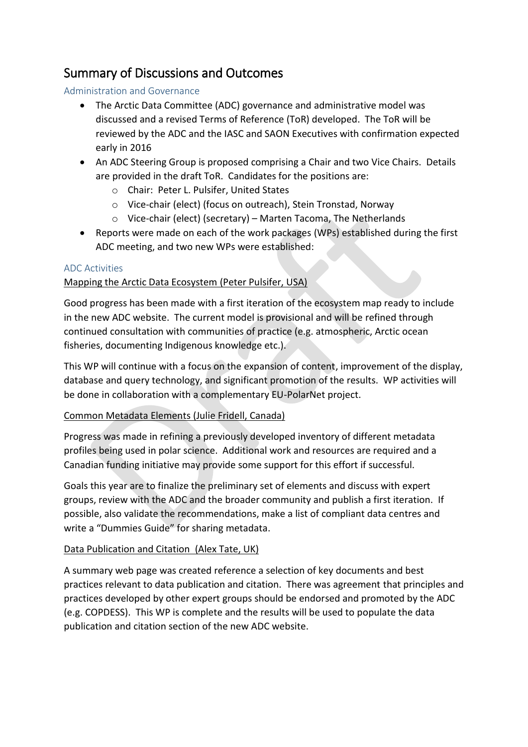# Summary of Discussions and Outcomes

## Administration and Governance

- The Arctic Data Committee (ADC) governance and administrative model was discussed and a revised Terms of Reference (ToR) developed. The ToR will be reviewed by the ADC and the IASC and SAON Executives with confirmation expected early in 2016
- An ADC Steering Group is proposed comprising a Chair and two Vice Chairs. Details are provided in the draft ToR. Candidates for the positions are:
    - Chair: Peter L. Pulsifer, United States
    - Vice-chair (elect) (focus on outreach), Stein Tronstad, Norway
    - Vice-chair (elect) (secretary) – Marten Tacoma, The Netherlands
- Reports were made on each of the work packages (WPs) established during the first ADC meeting, and two new WPs were established:

## ADC Activities

<u>Mapping the Arctic Data Ecosystem (Peter Pulsifer, USA)</u>

Good progress has been made with a first iteration of the ecosystem map ready to include in the new ADC website. The current model is provisional and will be refined through continued consultation with communities of practice (e.g. atmospheric, Arctic ocean fisheries, documenting Indigenous knowledge etc.).

This WP will continue with a focus on the expansion of content, improvement of the display, database and query technology, and significant promotion of the results. WP activities will be done in collaboration with a complementary EU-PolarNet project.

<u>Common Metadata Elements (Julie Fridell, Canada)</u>

Progress was made in refining a previously developed inventory of different metadata profiles being used in polar science. Additional work and resources are required and a Canadian funding initiative may provide some support for this effort if successful.

Goals this year are to finalize the preliminary set of elements and discuss with expert groups, review with the ADC and the broader community and publish a first iteration. If possible, also validate the recommendations, make a list of compliant data centres and write a "Dummies Guide" for sharing metadata.

<u>Data Publication and Citation (Alex Tate, UK)</u>

A summary web page was created reference a selection of key documents and best practices relevant to data publication and citation. There was agreement that principles and practices developed by other expert groups should be endorsed and promoted by the ADC (e.g. COPDESS). This WP is complete and the results will be used to populate the data publication and citation section of the new ADC website.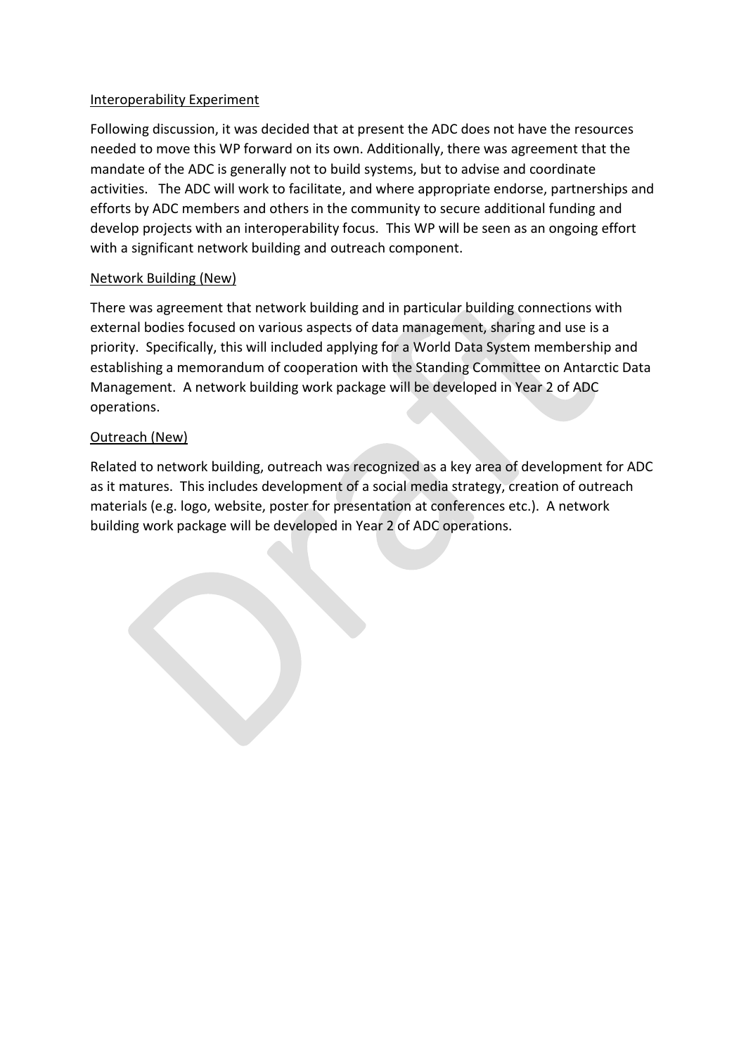<u>Interoperability Experiment</u>

Following discussion, it was decided that at present the ADC does not have the resources needed to move this WP forward on its own. Additionally, there was agreement that the mandate of the ADC is generally not to build systems, but to advise and coordinate activities. The ADC will work to facilitate, and where appropriate endorse, partnerships and efforts by ADC members and others in the community to secure additional funding and develop projects with an interoperability focus. This WP will be seen as an ongoing effort with a significant network building and outreach component.

<u>Network Building (New)</u>

There was agreement that network building and in particular building connections with external bodies focused on various aspects of data management, sharing and use is a priority. Specifically, this will included applying for a World Data System membership and establishing a memorandum of cooperation with the Standing Committee on Antarctic Data Management. A network building work package will be developed in Year 2 of ADC operations.

<u>Outreach (New)</u>

Related to network building, outreach was recognized as a key area of development for ADC as it matures. This includes development of a social media strategy, creation of outreach materials (e.g. logo, website, poster for presentation at conferences etc.). A network building work package will be developed in Year 2 of ADC operations.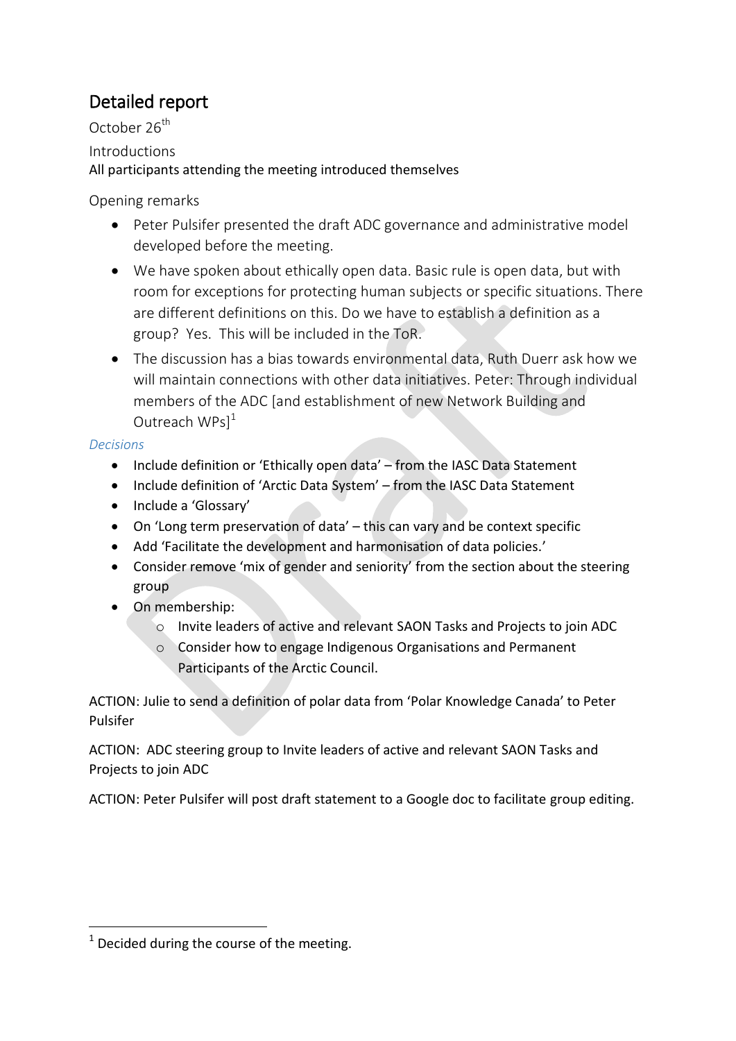## Detailed report

October 26th

Introductions

All participants attending the meeting introduced themselves

Opening remarks

- Peter Pulsifer presented the draft ADC governance and administrative model developed before the meeting.
- We have spoken about ethically open data. Basic rule is open data, but with room for exceptions for protecting human subjects or specific situations. There are different definitions on this. Do we have to establish a definition as a group? Yes. This will be included in the ToR.
- The discussion has a bias towards environmental data, Ruth Duerr ask how we will maintain connections with other data initiatives. Peter: Through individual members of the ADC [and establishment of new Network Building and Outreach WPs][1]

*Decisions*

- Include definition or 'Ethically open data' – from the IASC Data Statement
- Include definition of 'Arctic Data System' – from the IASC Data Statement
- Include a 'Glossary'
- On 'Long term preservation of data' – this can vary and be context specific
- Add 'Facilitate the development and harmonisation of data policies.'
- Consider remove 'mix of gender and seniority' from the section about the steering group
- On membership:
  - Invite leaders of active and relevant SAON Tasks and Projects to join ADC
  - Consider how to engage Indigenous Organisations and Permanent Participants of the Arctic Council.

ACTION: Julie to send a definition of polar data from 'Polar Knowledge Canada' to Peter Pulsifer

ACTION: ADC steering group to Invite leaders of active and relevant SAON Tasks and Projects to join ADC

ACTION: Peter Pulsifer will post draft statement to a Google doc to facilitate group editing.

[1] Decided during the course of the meeting.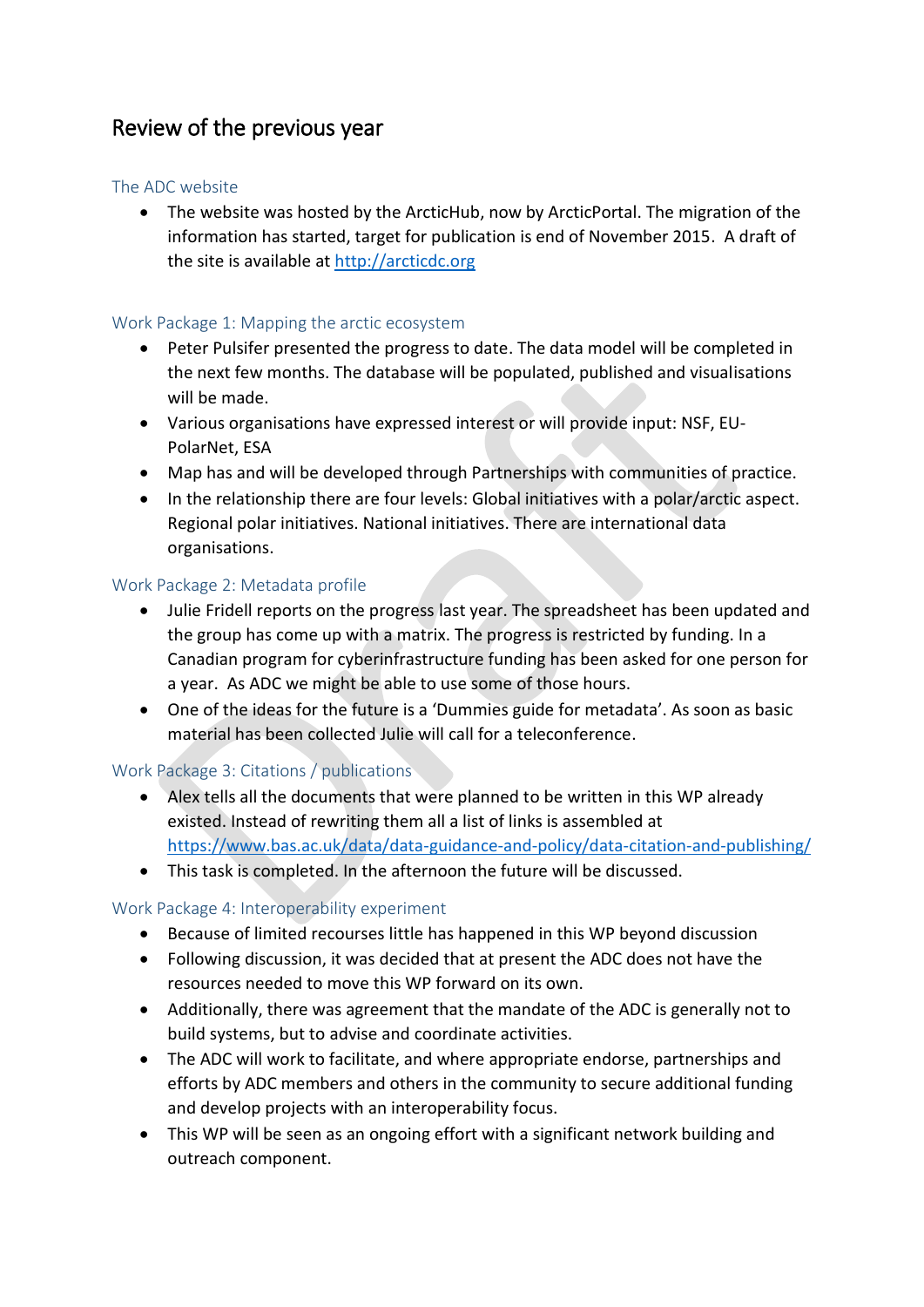# Review of the previous year

## The ADC website

- The website was hosted by the ArcticHub, now by ArcticPortal. The migration of the information has started, target for publication is end of November 2015. A draft of the site is available at http://arcticdc.org

## Work Package 1: Mapping the arctic ecosystem

- Peter Pulsifer presented the progress to date. The data model will be completed in the next few months. The database will be populated, published and visualisations will be made.
- Various organisations have expressed interest or will provide input: NSF, EU-PolarNet, ESA
- Map has and will be developed through Partnerships with communities of practice.
- In the relationship there are four levels: Global initiatives with a polar/arctic aspect. Regional polar initiatives. National initiatives. There are international data organisations.

## Work Package 2: Metadata profile

- Julie Fridell reports on the progress last year. The spreadsheet has been updated and the group has come up with a matrix. The progress is restricted by funding. In a Canadian program for cyberinfrastructure funding has been asked for one person for a year. As ADC we might be able to use some of those hours.
- One of the ideas for the future is a 'Dummies guide for metadata'. As soon as basic material has been collected Julie will call for a teleconference.

## Work Package 3: Citations / publications

- Alex tells all the documents that were planned to be written in this WP already existed. Instead of rewriting them all a list of links is assembled at https://www.bas.ac.uk/data/data-guidance-and-policy/data-citation-and-publishing/
- This task is completed. In the afternoon the future will be discussed.

## Work Package 4: Interoperability experiment

- Because of limited recourses little has happened in this WP beyond discussion
- Following discussion, it was decided that at present the ADC does not have the resources needed to move this WP forward on its own.
- Additionally, there was agreement that the mandate of the ADC is generally not to build systems, but to advise and coordinate activities.
- The ADC will work to facilitate, and where appropriate endorse, partnerships and efforts by ADC members and others in the community to secure additional funding and develop projects with an interoperability focus.
- This WP will be seen as an ongoing effort with a significant network building and outreach component.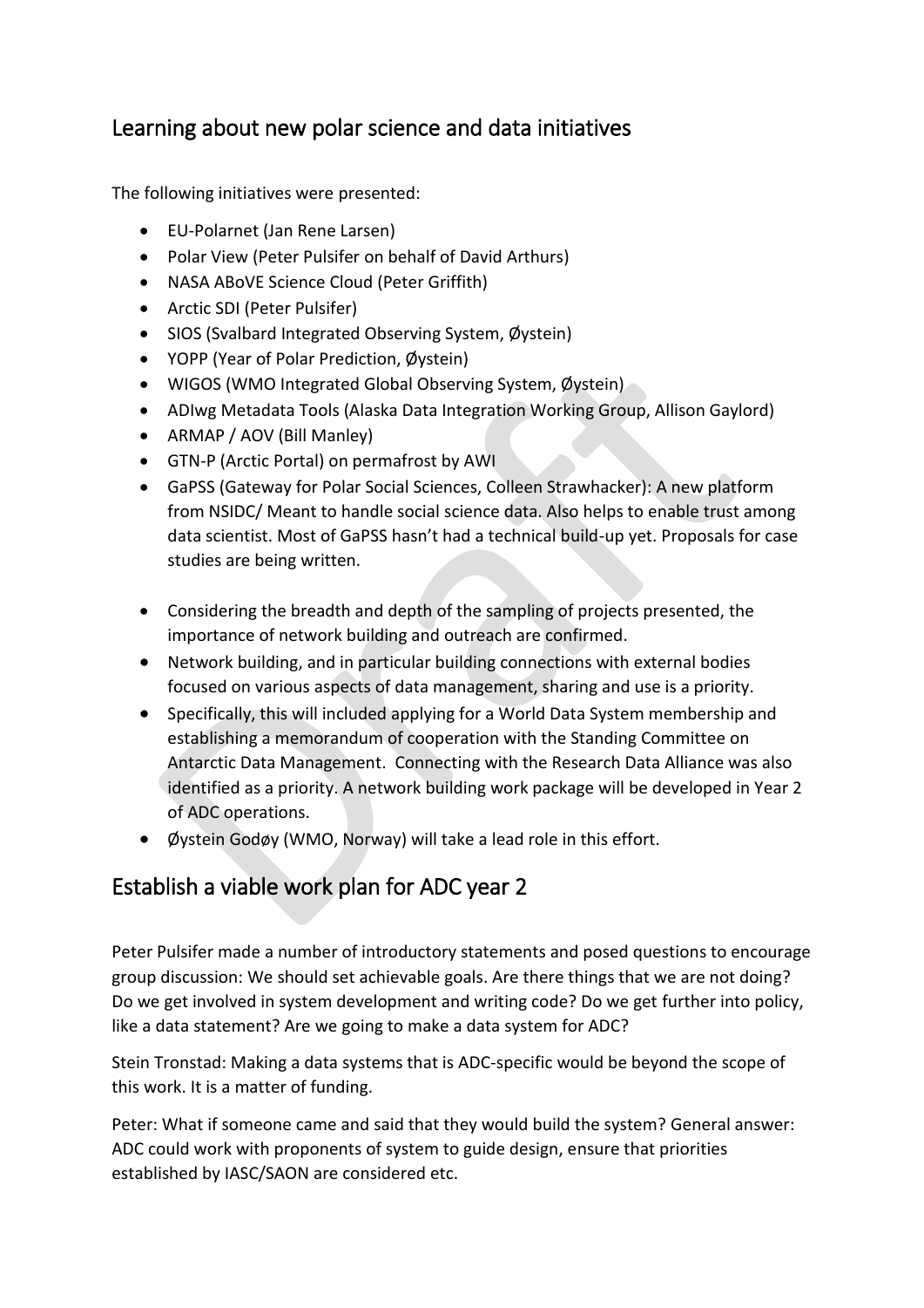## Learning about new polar science and data initiatives

The following initiatives were presented:

- EU-Polarnet (Jan Rene Larsen)
- Polar View (Peter Pulsifer on behalf of David Arthurs)
- NASA ABoVE Science Cloud (Peter Griffith)
- Arctic SDI (Peter Pulsifer)
- SIOS (Svalbard Integrated Observing System, Øystein)
- YOPP (Year of Polar Prediction, Øystein)
- WIGOS (WMO Integrated Global Observing System, Øystein)
- ADIwg Metadata Tools (Alaska Data Integration Working Group, Allison Gaylord)
- ARMAP / AOV (Bill Manley)
- GTN-P (Arctic Portal) on permafrost by AWI
- GaPSS (Gateway for Polar Social Sciences, Colleen Strawhacker): A new platform from NSIDC/ Meant to handle social science data. Also helps to enable trust among data scientist. Most of GaPSS hasn't had a technical build-up yet. Proposals for case studies are being written.

- Considering the breadth and depth of the sampling of projects presented, the importance of network building and outreach are confirmed.
- Network building, and in particular building connections with external bodies focused on various aspects of data management, sharing and use is a priority.
- Specifically, this will included applying for a World Data System membership and establishing a memorandum of cooperation with the Standing Committee on Antarctic Data Management. Connecting with the Research Data Alliance was also identified as a priority. A network building work package will be developed in Year 2 of ADC operations.
- Øystein Godøy (WMO, Norway) will take a lead role in this effort.

## Establish a viable work plan for ADC year 2

Peter Pulsifer made a number of introductory statements and posed questions to encourage group discussion: We should set achievable goals. Are there things that we are not doing? Do we get involved in system development and writing code? Do we get further into policy, like a data statement? Are we going to make a data system for ADC?

Stein Tronstad: Making a data systems that is ADC-specific would be beyond the scope of this work. It is a matter of funding.

Peter: What if someone came and said that they would build the system? General answer: ADC could work with proponents of system to guide design, ensure that priorities established by IASC/SAON are considered etc.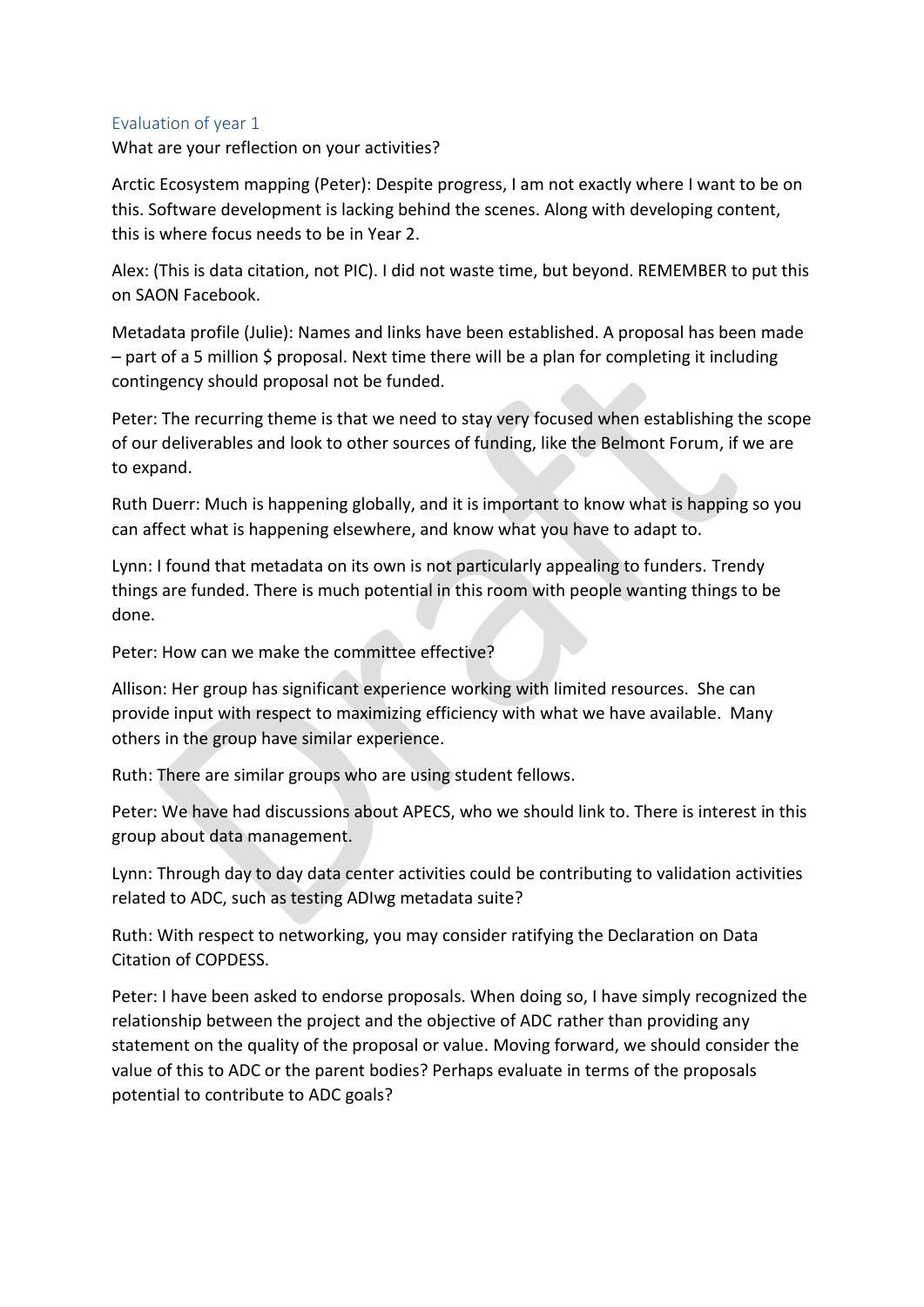## Evaluation of year 1

What are your reflection on your activities?

Arctic Ecosystem mapping (Peter): Despite progress, I am not exactly where I want to be on this. Software development is lacking behind the scenes. Along with developing content, this is where focus needs to be in Year 2.

Alex: (This is data citation, not PIC). I did not waste time, but beyond. REMEMBER to put this on SAON Facebook.

Metadata profile (Julie): Names and links have been established. A proposal has been made – part of a 5 million $ proposal. Next time there will be a plan for completing it including contingency should proposal not be funded.

Peter: The recurring theme is that we need to stay very focused when establishing the scope of our deliverables and look to other sources of funding, like the Belmont Forum, if we are to expand.

Ruth Duerr: Much is happening globally, and it is important to know what is happing so you can affect what is happening elsewhere, and know what you have to adapt to.

Lynn: I found that metadata on its own is not particularly appealing to funders. Trendy things are funded. There is much potential in this room with people wanting things to be done.

Peter: How can we make the committee effective?

Allison: Her group has significant experience working with limited resources. She can provide input with respect to maximizing efficiency with what we have available. Many others in the group have similar experience.

Ruth: There are similar groups who are using student fellows.

Peter: We have had discussions about APECS, who we should link to. There is interest in this group about data management.

Lynn: Through day to day data center activities could be contributing to validation activities related to ADC, such as testing ADIwg metadata suite?

Ruth: With respect to networking, you may consider ratifying the Declaration on Data Citation of COPDESS.

Peter: I have been asked to endorse proposals. When doing so, I have simply recognized the relationship between the project and the objective of ADC rather than providing any statement on the quality of the proposal or value. Moving forward, we should consider the value of this to ADC or the parent bodies? Perhaps evaluate in terms of the proposals potential to contribute to ADC goals?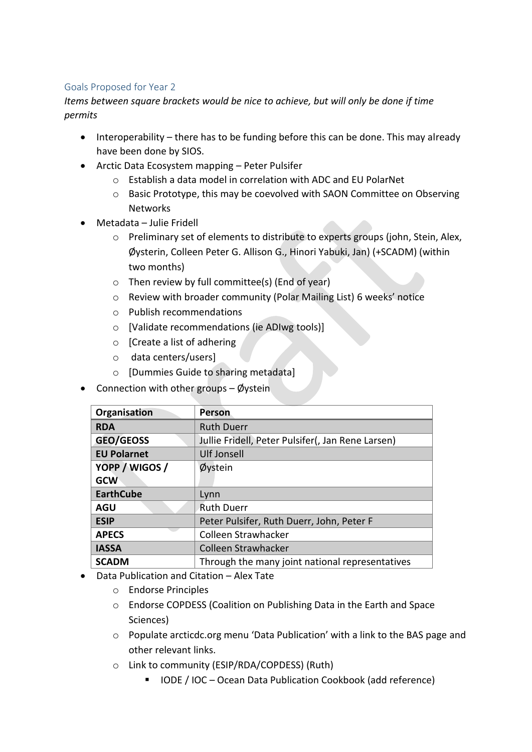### Goals Proposed for Year 2

*Items between square brackets would be nice to achieve, but will only be done if time permits*

- Interoperability – there has to be funding before this can be done. This may already have been done by SIOS.
- Arctic Data Ecosystem mapping – Peter Pulsifer
  - Establish a data model in correlation with ADC and EU PolarNet
  - Basic Prototype, this may be coevolved with SAON Committee on Observing Networks
- Metadata – Julie Fridell
  - Preliminary set of elements to distribute to experts groups (john, Stein, Alex, Øysterin, Colleen Peter G. Allison G., Hinori Yabuki, Jan) (+SCADM) (within two months)
  - Then review by full committee(s) (End of year)
  - Review with broader community (Polar Mailing List) 6 weeks' notice
  - Publish recommendations
  - [Validate recommendations (ie ADIwg tools)]
  - [Create a list of adhering
  - data centers/users]
  - [Dummies Guide to sharing metadata]
- Connection with other groups – Øystein

| Organisation | Person |
|---|---|
| **RDA** | Ruth Duerr |
| **GEO/GEOSS** | Jullie Fridell, Peter Pulsifer(, Jan Rene Larsen) |
| **EU Polarnet** | Ulf Jonsell |
| **YOPP / WIGOS / GCW** | Øystein |
| **EarthCube** | Lynn |
| **AGU** | Ruth Duerr |
| **ESIP** | Peter Pulsifer, Ruth Duerr, John, Peter F |
| **APECS** | Colleen Strawhacker |
| **IASSA** | Colleen Strawhacker |
| **SCADM** | Through the many joint national representatives |

- Data Publication and Citation – Alex Tate
  - Endorse Principles
  - Endorse COPDESS (Coalition on Publishing Data in the Earth and Space Sciences)
  - Populate arcticdc.org menu 'Data Publication' with a link to the BAS page and other relevant links.
  - Link to community (ESIP/RDA/COPDESS) (Ruth)
    - IODE / IOC – Ocean Data Publication Cookbook (add reference)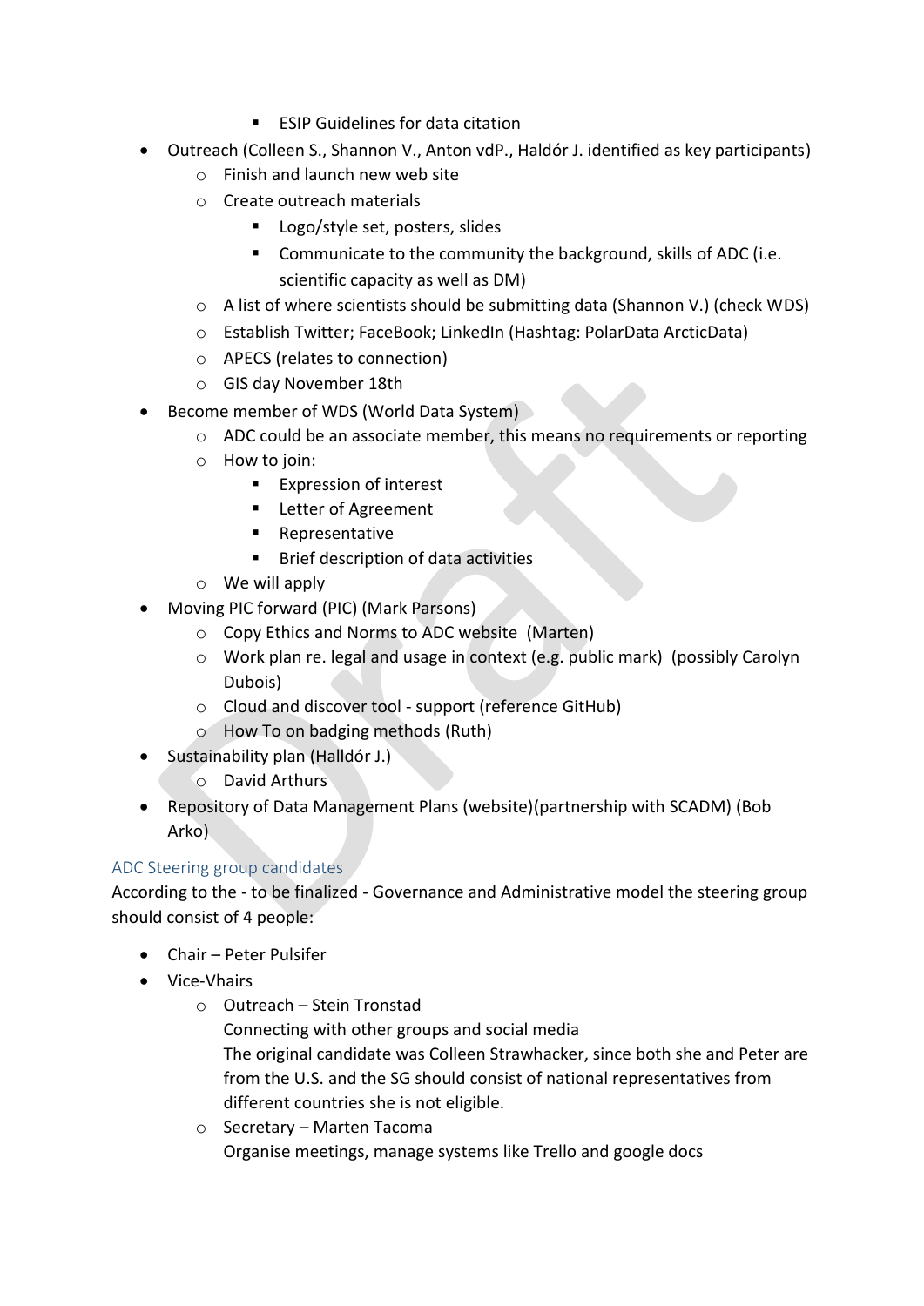- ESIP Guidelines for data citation
- Outreach (Colleen S., Shannon V., Anton vdP., Haldór J. identified as key participants)
    - Finish and launch new web site
    - Create outreach materials
        - Logo/style set, posters, slides
        - Communicate to the community the background, skills of ADC (i.e. scientific capacity as well as DM)
    - A list of where scientists should be submitting data (Shannon V.) (check WDS)
    - Establish Twitter; FaceBook; LinkedIn (Hashtag: PolarData ArcticData)
    - APECS (relates to connection)
    - GIS day November 18th
- Become member of WDS (World Data System)
    - ADC could be an associate member, this means no requirements or reporting
    - How to join:
        - Expression of interest
        - Letter of Agreement
        - Representative
        - Brief description of data activities
    - We will apply
- Moving PIC forward (PIC) (Mark Parsons)
    - Copy Ethics and Norms to ADC website (Marten)
    - Work plan re. legal and usage in context (e.g. public mark) (possibly Carolyn Dubois)
    - Cloud and discover tool - support (reference GitHub)
    - How To on badging methods (Ruth)
- Sustainability plan (Halldór J.)
    - David Arthurs
- Repository of Data Management Plans (website)(partnership with SCADM) (Bob Arko)

## ADC Steering group candidates

According to the - to be finalized - Governance and Administrative model the steering group should consist of 4 people:

- Chair – Peter Pulsifer
- Vice-Vhairs
    - Outreach – Stein Tronstad
      Connecting with other groups and social media
      The original candidate was Colleen Strawhacker, since both she and Peter are from the U.S. and the SG should consist of national representatives from different countries she is not eligible.
    - Secretary – Marten Tacoma
      Organise meetings, manage systems like Trello and google docs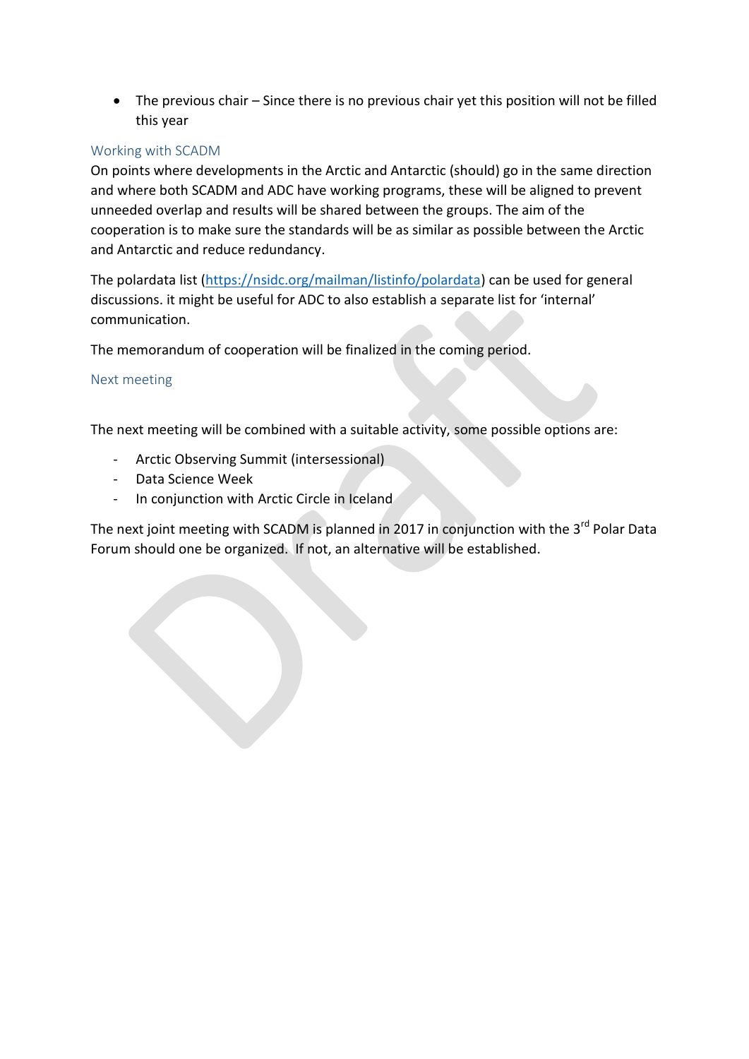- The previous chair – Since there is no previous chair yet this position will not be filled this year

### Working with SCADM

On points where developments in the Arctic and Antarctic (should) go in the same direction and where both SCADM and ADC have working programs, these will be aligned to prevent unneeded overlap and results will be shared between the groups. The aim of the cooperation is to make sure the standards will be as similar as possible between the Arctic and Antarctic and reduce redundancy.

The polardata list ([https://nsidc.org/mailman/listinfo/polardata](https://nsidc.org/mailman/listinfo/polardata)) can be used for general discussions. it might be useful for ADC to also establish a separate list for 'internal' communication.

The memorandum of cooperation will be finalized in the coming period.

### Next meeting

The next meeting will be combined with a suitable activity, some possible options are:

- Arctic Observing Summit (intersessional)
- Data Science Week
- In conjunction with Arctic Circle in Iceland

The next joint meeting with SCADM is planned in 2017 in conjunction with the 3rd Polar Data Forum should one be organized. If not, an alternative will be established.